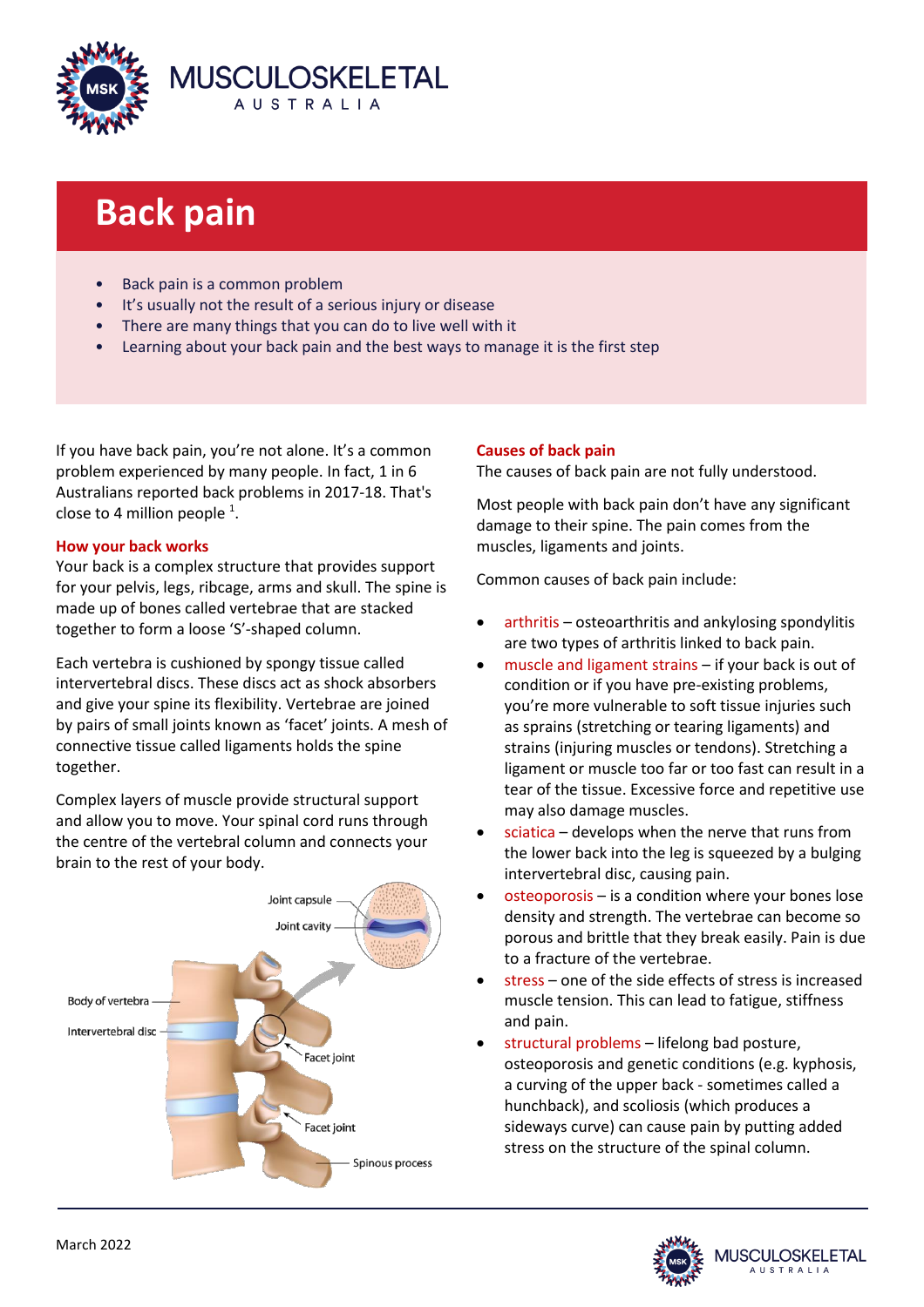# Back pain

- Back pain is a common problem
- It's usually not the result of a serious injury or disease
- There are many things that you can do to live well with it
- Learning about your back pain and the best ways to manage it is the first step

If you have back pain, you're not alone. It's a common problem experienced by many people. In fact, 1 in 6 Australians reported back problems in 2017-18. That's close to 4 million people [1].

## How your back works

Your back is a complex structure that provides support for your pelvis, legs, ribcage, arms and skull. The spine is made up of bones called vertebrae that are stacked together to form a loose 'S'-shaped column.

Each vertebra is cushioned by spongy tissue called intervertebral discs. These discs act as shock absorbers and give your spine its flexibility. Vertebrae are joined by pairs of small joints known as 'facet' joints. A mesh of connective tissue called ligaments holds the spine together.

Complex layers of muscle provide structural support and allow you to move. Your spinal cord runs through the centre of the vertebral column and connects your brain to the rest of your body.

Joint capsule, Joint cavity, Body of vertebra, Intervertebral disc, Facet joint, Facet joint, Spinous process

## Causes of back pain

The causes of back pain are not fully understood.

Most people with back pain don't have any significant damage to their spine. The pain comes from the muscles, ligaments and joints.

Common causes of back pain include:

- arthritis – osteoarthritis and ankylosing spondylitis are two types of arthritis linked to back pain.
- muscle and ligament strains – if your back is out of condition or if you have pre-existing problems, you're more vulnerable to soft tissue injuries such as sprains (stretching or tearing ligaments) and strains (injuring muscles or tendons). Stretching a ligament or muscle too far or too fast can result in a tear of the tissue. Excessive force and repetitive use may also damage muscles.
- sciatica – develops when the nerve that runs from the lower back into the leg is squeezed by a bulging intervertebral disc, causing pain.
- osteoporosis – is a condition where your bones lose density and strength. The vertebrae can become so porous and brittle that they break easily. Pain is due to a fracture of the vertebrae.
- stress – one of the side effects of stress is increased muscle tension. This can lead to fatigue, stiffness and pain.
- structural problems – lifelong bad posture, osteoporosis and genetic conditions (e.g. kyphosis, a curving of the upper back - sometimes called a hunchback), and scoliosis (which produces a sideways curve) can cause pain by putting added stress on the structure of the spinal column.

March 2022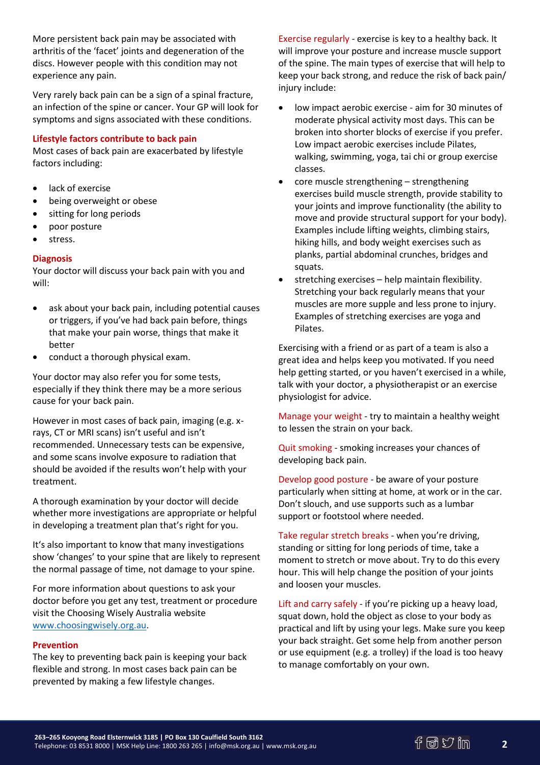More persistent back pain may be associated with arthritis of the 'facet' joints and degeneration of the discs. However people with this condition may not experience any pain.

Very rarely back pain can be a sign of a spinal fracture, an infection of the spine or cancer. Your GP will look for symptoms and signs associated with these conditions.

## Lifestyle factors contribute to back pain

Most cases of back pain are exacerbated by lifestyle factors including:

- lack of exercise
- being overweight or obese
- sitting for long periods
- poor posture
- stress.

## Diagnosis

Your doctor will discuss your back pain with you and will:

- ask about your back pain, including potential causes or triggers, if you've had back pain before, things that make your pain worse, things that make it better
- conduct a thorough physical exam.

Your doctor may also refer you for some tests, especially if they think there may be a more serious cause for your back pain.

However in most cases of back pain, imaging (e.g. x-rays, CT or MRI scans) isn't useful and isn't recommended. Unnecessary tests can be expensive, and some scans involve exposure to radiation that should be avoided if the results won't help with your treatment.

A thorough examination by your doctor will decide whether more investigations are appropriate or helpful in developing a treatment plan that's right for you.

It's also important to know that many investigations show 'changes' to your spine that are likely to represent the normal passage of time, not damage to your spine.

For more information about questions to ask your doctor before you get any test, treatment or procedure visit the Choosing Wisely Australia website www.choosingwisely.org.au.

## Prevention

The key to preventing back pain is keeping your back flexible and strong. In most cases back pain can be prevented by making a few lifestyle changes.

**Exercise regularly** - exercise is key to a healthy back. It will improve your posture and increase muscle support of the spine. The main types of exercise that will help to keep your back strong, and reduce the risk of back pain/injury include:

- low impact aerobic exercise - aim for 30 minutes of moderate physical activity most days. This can be broken into shorter blocks of exercise if you prefer. Low impact aerobic exercises include Pilates, walking, swimming, yoga, tai chi or group exercise classes.
- core muscle strengthening – strengthening exercises build muscle strength, provide stability to your joints and improve functionality (the ability to move and provide structural support for your body). Examples include lifting weights, climbing stairs, hiking hills, and body weight exercises such as planks, partial abdominal crunches, bridges and squats.
- stretching exercises – help maintain flexibility. Stretching your back regularly means that your muscles are more supple and less prone to injury. Examples of stretching exercises are yoga and Pilates.

Exercising with a friend or as part of a team is also a great idea and helps keep you motivated. If you need help getting started, or you haven't exercised in a while, talk with your doctor, a physiotherapist or an exercise physiologist for advice.

**Manage your weight** - try to maintain a healthy weight to lessen the strain on your back.

**Quit smoking** - smoking increases your chances of developing back pain.

**Develop good posture** - be aware of your posture particularly when sitting at home, at work or in the car. Don't slouch, and use supports such as a lumbar support or footstool where needed.

**Take regular stretch breaks** - when you're driving, standing or sitting for long periods of time, take a moment to stretch or move about. Try to do this every hour. This will help change the position of your joints and loosen your muscles.

**Lift and carry safely** - if you're picking up a heavy load, squat down, hold the object as close to your body as practical and lift by using your legs. Make sure you keep your back straight. Get some help from another person or use equipment (e.g. a trolley) if the load is too heavy to manage comfortably on your own.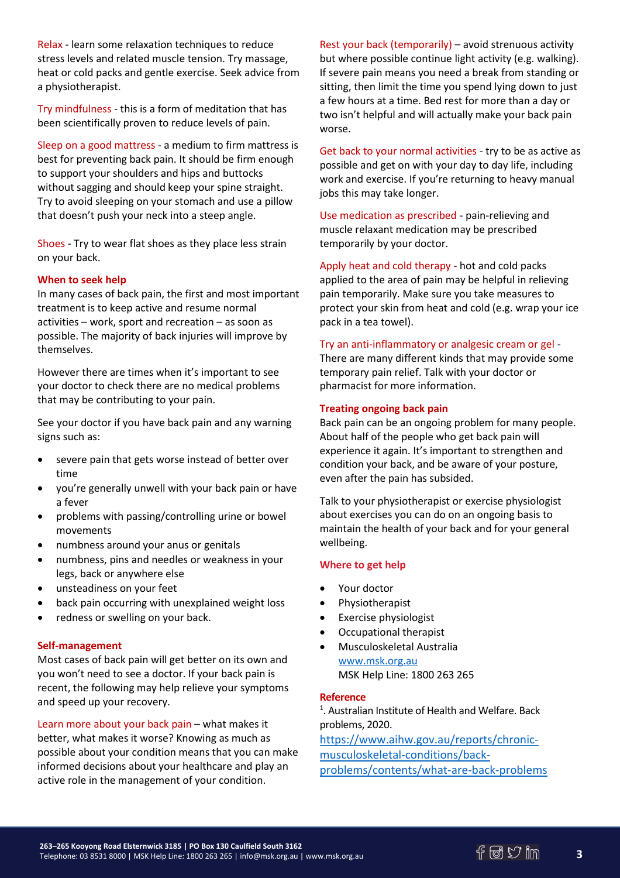Relax - learn some relaxation techniques to reduce stress levels and related muscle tension. Try massage, heat or cold packs and gentle exercise. Seek advice from a physiotherapist.

Try mindfulness - this is a form of meditation that has been scientifically proven to reduce levels of pain.

Sleep on a good mattress - a medium to firm mattress is best for preventing back pain. It should be firm enough to support your shoulders and hips and buttocks without sagging and should keep your spine straight. Try to avoid sleeping on your stomach and use a pillow that doesn't push your neck into a steep angle.

Shoes - Try to wear flat shoes as they place less strain on your back.

## When to seek help

In many cases of back pain, the first and most important treatment is to keep active and resume normal activities – work, sport and recreation – as soon as possible. The majority of back injuries will improve by themselves.

However there are times when it's important to see your doctor to check there are no medical problems that may be contributing to your pain.

See your doctor if you have back pain and any warning signs such as:

- severe pain that gets worse instead of better over time
- you're generally unwell with your back pain or have a fever
- problems with passing/controlling urine or bowel movements
- numbness around your anus or genitals
- numbness, pins and needles or weakness in your legs, back or anywhere else
- unsteadiness on your feet
- back pain occurring with unexplained weight loss
- redness or swelling on your back.

## Self-management

Most cases of back pain will get better on its own and you won't need to see a doctor. If your back pain is recent, the following may help relieve your symptoms and speed up your recovery.

Learn more about your back pain – what makes it better, what makes it worse? Knowing as much as possible about your condition means that you can make informed decisions about your healthcare and play an active role in the management of your condition.

Rest your back (temporarily) – avoid strenuous activity but where possible continue light activity (e.g. walking). If severe pain means you need a break from standing or sitting, then limit the time you spend lying down to just a few hours at a time. Bed rest for more than a day or two isn't helpful and will actually make your back pain worse.

Get back to your normal activities - try to be as active as possible and get on with your day to day life, including work and exercise. If you're returning to heavy manual jobs this may take longer.

Use medication as prescribed - pain-relieving and muscle relaxant medication may be prescribed temporarily by your doctor.

Apply heat and cold therapy - hot and cold packs applied to the area of pain may be helpful in relieving pain temporarily. Make sure you take measures to protect your skin from heat and cold (e.g. wrap your ice pack in a tea towel).

Try an anti-inflammatory or analgesic cream or gel - There are many different kinds that may provide some temporary pain relief. Talk with your doctor or pharmacist for more information.

## Treating ongoing back pain

Back pain can be an ongoing problem for many people. About half of the people who get back pain will experience it again. It's important to strengthen and condition your back, and be aware of your posture, even after the pain has subsided.

Talk to your physiotherapist or exercise physiologist about exercises you can do on an ongoing basis to maintain the health of your back and for your general wellbeing.

## Where to get help

- Your doctor
- Physiotherapist
- Exercise physiologist
- Occupational therapist
- Musculoskeletal Australia
  www.msk.org.au
  MSK Help Line: 1800 263 265

## Reference

[1]. Australian Institute of Health and Welfare. Back problems, 2020.
https://www.aihw.gov.au/reports/chronic-musculoskeletal-conditions/back-problems/contents/what-are-back-problems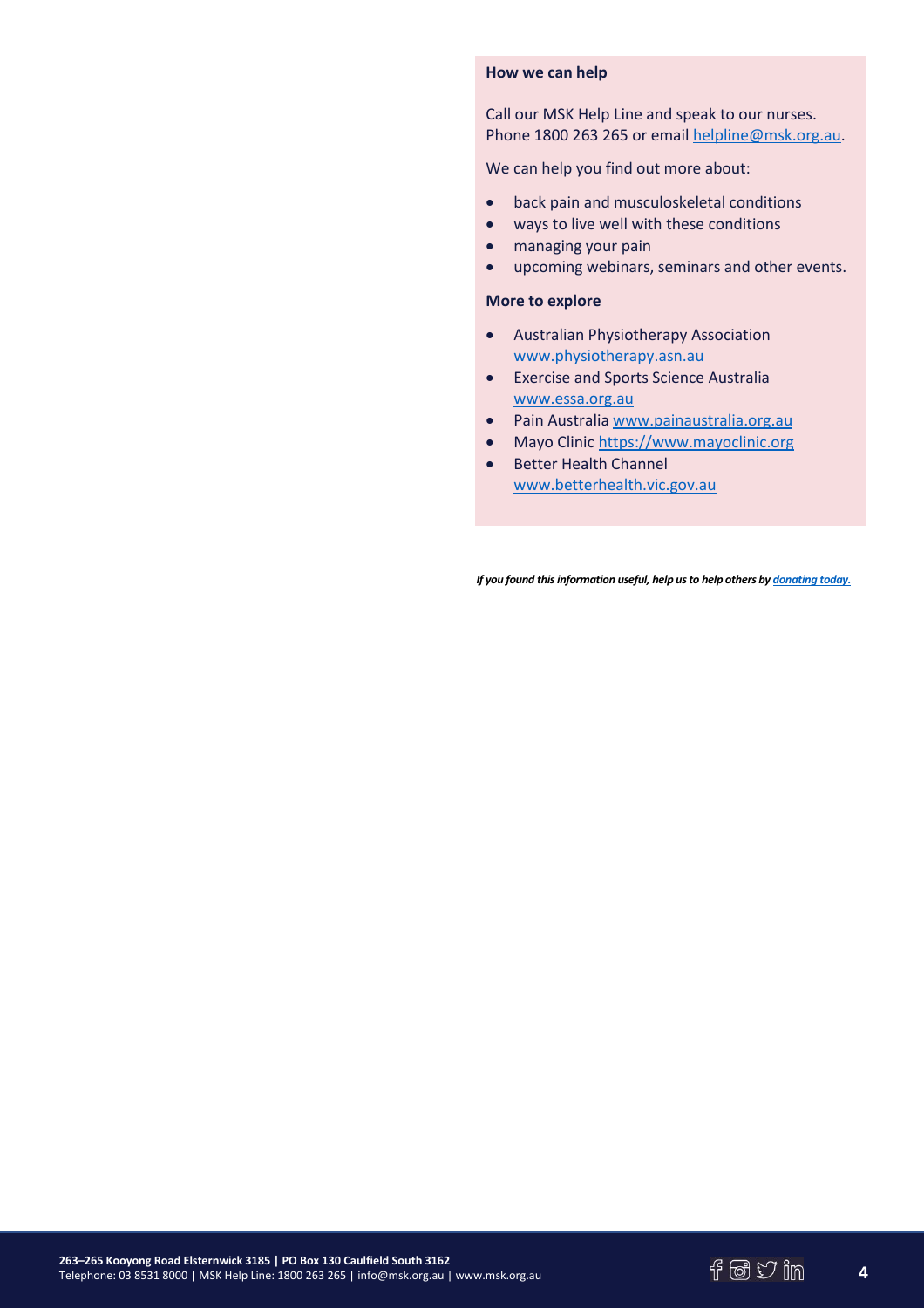## How we can help

Call our MSK Help Line and speak to our nurses.
Phone 1800 263 265 or email helpline@msk.org.au.

We can help you find out more about:

- back pain and musculoskeletal conditions
- ways to live well with these conditions
- managing your pain
- upcoming webinars, seminars and other events.

## More to explore

- Australian Physiotherapy Association www.physiotherapy.asn.au
- Exercise and Sports Science Australia www.essa.org.au
- Pain Australia www.painaustralia.org.au
- Mayo Clinic https://www.mayoclinic.org
- Better Health Channel www.betterhealth.vic.gov.au

***If you found this information useful, help us to help others by donating today.***

**263–265 Kooyong Road Elsternwick 3185 | PO Box 130 Caulfield South 3162**
Telephone: 03 8531 8000 | MSK Help Line: 1800 263 265 | info@msk.org.au | www.msk.org.au